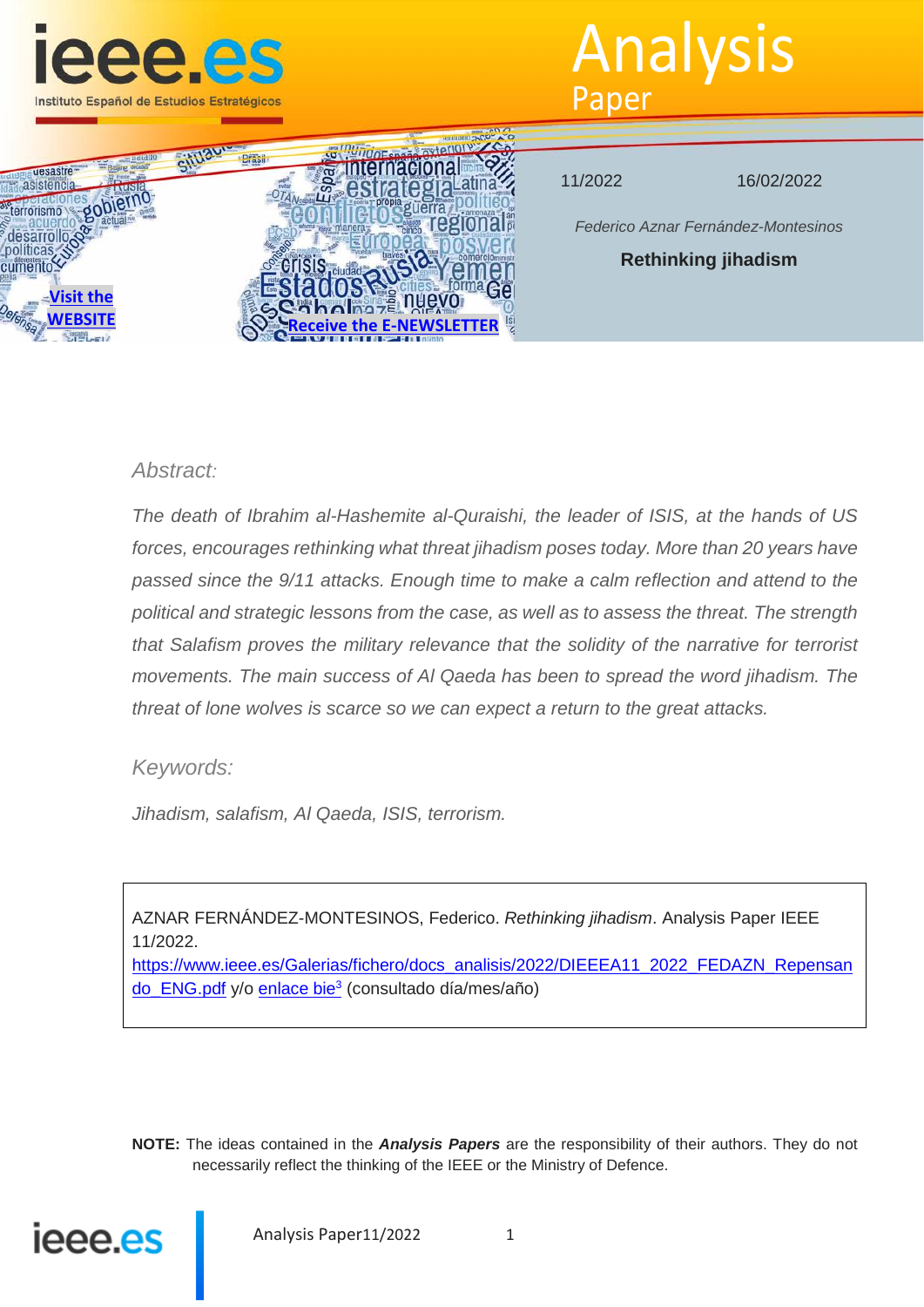# Analysis Paper

11/2022 16/02/2022

*Federico Aznar Fernández-Montesinos*

## Rethinking jihadism

[Visit the WEBSITE](https://www.ieee.es) [Receive the E-NEWSLETTER]

*Abstract:*

*The death of Ibrahim al-Hashemite al-Quraishi, the leader of ISIS, at the hands of US forces, encourages rethinking what threat jihadism poses today. More than 20 years have passed since the 9/11 attacks. Enough time to make a calm reflection and attend to the political and strategic lessons from the case, as well as to assess the threat. The strength that Salafism proves the military relevance that the solidity of the narrative for terrorist movements. The main success of Al Qaeda has been to spread the word jihadism. The threat of lone wolves is scarce so we can expect a return to the great attacks.*

*Keywords:*

*Jihadism, salafism, Al Qaeda, ISIS, terrorism.*

> AZNAR FERNÁNDEZ-MONTESINOS, Federico. *Rethinking jihadism*. Analysis Paper IEEE 11/2022.
> https://www.ieee.es/Galerias/fichero/docs_analisis/2022/DIEEEA11_2022_FEDAZN_Repensando_ENG.pdf y/o enlace bie[3] (consultado día/mes/año)

**NOTE:** The ideas contained in the ***Analysis Papers*** are the responsibility of their authors. They do not necessarily reflect the thinking of the IEEE or the Ministry of Defence.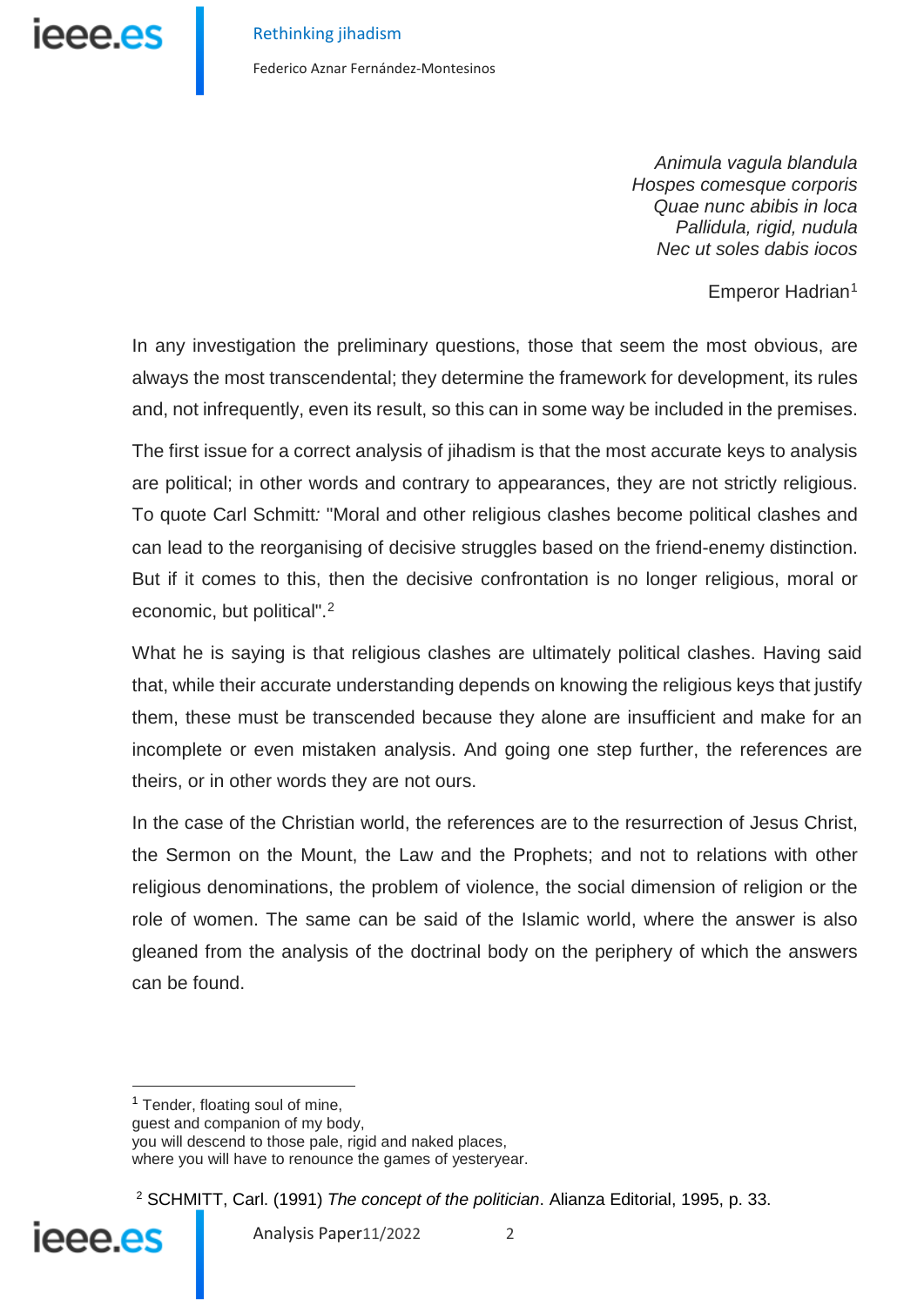*Animula vagula blandula*
*Hospes comesque corporis*
*Quae nunc abibis in loca*
*Pallidula, rigid, nudula*
*Nec ut soles dabis iocos*

Emperor Hadrian[1]

In any investigation the preliminary questions, those that seem the most obvious, are always the most transcendental; they determine the framework for development, its rules and, not infrequently, even its result, so this can in some way be included in the premises.

The first issue for a correct analysis of jihadism is that the most accurate keys to analysis are political; in other words and contrary to appearances, they are not strictly religious. To quote Carl Schmitt*:* "Moral and other religious clashes become political clashes and can lead to the reorganising of decisive struggles based on the friend-enemy distinction. But if it comes to this, then the decisive confrontation is no longer religious, moral or economic, but political".[2]

What he is saying is that religious clashes are ultimately political clashes. Having said that, while their accurate understanding depends on knowing the religious keys that justify them, these must be transcended because they alone are insufficient and make for an incomplete or even mistaken analysis. And going one step further, the references are theirs, or in other words they are not ours.

In the case of the Christian world, the references are to the resurrection of Jesus Christ, the Sermon on the Mount, the Law and the Prophets; and not to relations with other religious denominations, the problem of violence, the social dimension of religion or the role of women. The same can be said of the Islamic world, where the answer is also gleaned from the analysis of the doctrinal body on the periphery of which the answers can be found.

---

[1] Tender, floating soul of mine,
guest and companion of my body,
you will descend to those pale, rigid and naked places,
where you will have to renounce the games of yesteryear.

[2] SCHMITT, Carl. (1991) *The concept of the politician*. Alianza Editorial, 1995, p. 33.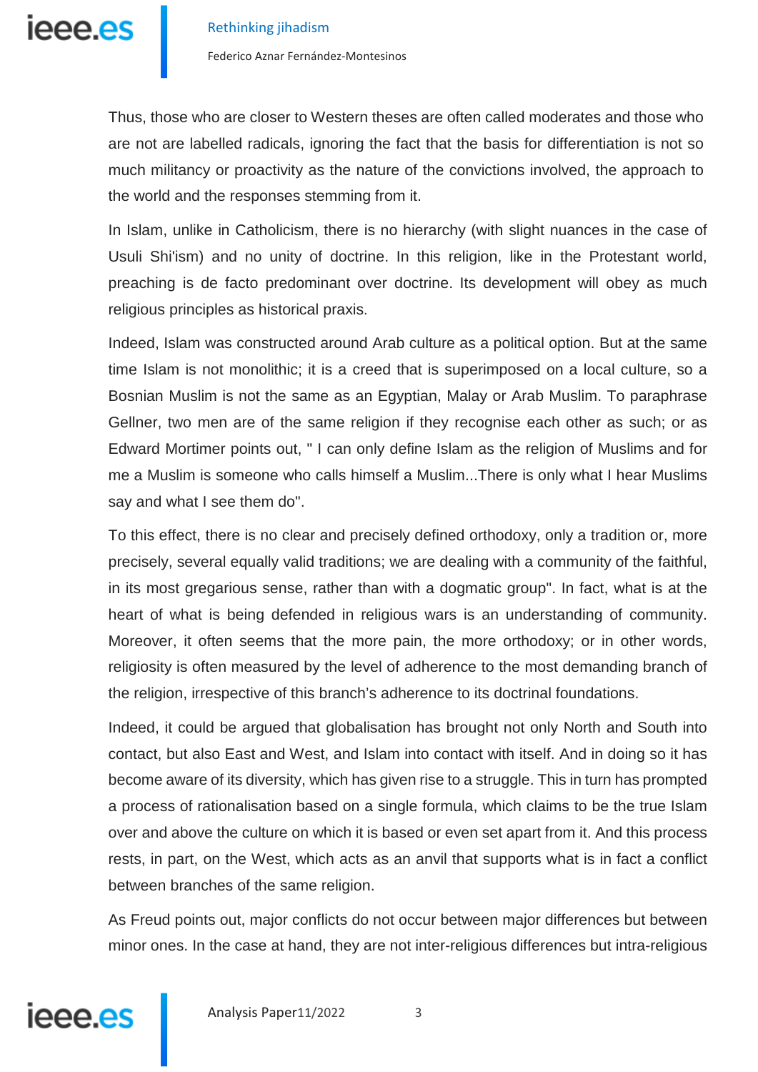Thus, those who are closer to Western theses are often called moderates and those who are not are labelled radicals, ignoring the fact that the basis for differentiation is not so much militancy or proactivity as the nature of the convictions involved, the approach to the world and the responses stemming from it.

In Islam, unlike in Catholicism, there is no hierarchy (with slight nuances in the case of Usuli Shi'ism) and no unity of doctrine. In this religion, like in the Protestant world, preaching is de facto predominant over doctrine. Its development will obey as much religious principles as historical praxis.

Indeed, Islam was constructed around Arab culture as a political option. But at the same time Islam is not monolithic; it is a creed that is superimposed on a local culture, so a Bosnian Muslim is not the same as an Egyptian, Malay or Arab Muslim. To paraphrase Gellner, two men are of the same religion if they recognise each other as such; or as Edward Mortimer points out, " I can only define Islam as the religion of Muslims and for me a Muslim is someone who calls himself a Muslim...There is only what I hear Muslims say and what I see them do".

To this effect, there is no clear and precisely defined orthodoxy, only a tradition or, more precisely, several equally valid traditions; we are dealing with a community of the faithful, in its most gregarious sense, rather than with a dogmatic group". In fact, what is at the heart of what is being defended in religious wars is an understanding of community. Moreover, it often seems that the more pain, the more orthodoxy; or in other words, religiosity is often measured by the level of adherence to the most demanding branch of the religion, irrespective of this branch's adherence to its doctrinal foundations.

Indeed, it could be argued that globalisation has brought not only North and South into contact, but also East and West, and Islam into contact with itself. And in doing so it has become aware of its diversity, which has given rise to a struggle. This in turn has prompted a process of rationalisation based on a single formula, which claims to be the true Islam over and above the culture on which it is based or even set apart from it. And this process rests, in part, on the West, which acts as an anvil that supports what is in fact a conflict between branches of the same religion.

As Freud points out, major conflicts do not occur between major differences but between minor ones. In the case at hand, they are not inter-religious differences but intra-religious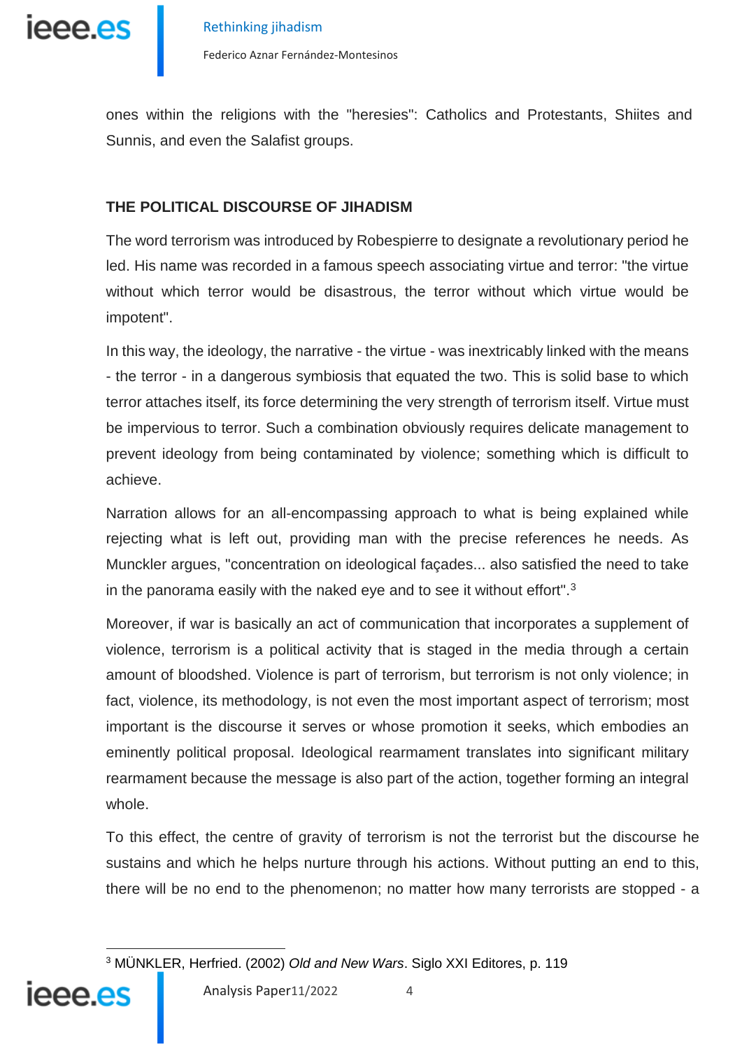ones within the religions with the "heresies": Catholics and Protestants, Shiites and Sunnis, and even the Salafist groups.

## THE POLITICAL DISCOURSE OF JIHADISM

The word terrorism was introduced by Robespierre to designate a revolutionary period he led. His name was recorded in a famous speech associating virtue and terror: "the virtue without which terror would be disastrous, the terror without which virtue would be impotent".

In this way, the ideology, the narrative - the virtue - was inextricably linked with the means - the terror - in a dangerous symbiosis that equated the two. This is solid base to which terror attaches itself, its force determining the very strength of terrorism itself. Virtue must be impervious to terror. Such a combination obviously requires delicate management to prevent ideology from being contaminated by violence; something which is difficult to achieve.

Narration allows for an all-encompassing approach to what is being explained while rejecting what is left out, providing man with the precise references he needs. As Munckler argues, "concentration on ideological façades... also satisfied the need to take in the panorama easily with the naked eye and to see it without effort".[3]

Moreover, if war is basically an act of communication that incorporates a supplement of violence, terrorism is a political activity that is staged in the media through a certain amount of bloodshed. Violence is part of terrorism, but terrorism is not only violence; in fact, violence, its methodology, is not even the most important aspect of terrorism; most important is the discourse it serves or whose promotion it seeks, which embodies an eminently political proposal. Ideological rearmament translates into significant military rearmament because the message is also part of the action, together forming an integral whole.

To this effect, the centre of gravity of terrorism is not the terrorist but the discourse he sustains and which he helps nurture through his actions. Without putting an end to this, there will be no end to the phenomenon; no matter how many terrorists are stopped - a

---

[3] MÜNKLER, Herfried. (2002) *Old and New Wars*. Siglo XXI Editores, p. 119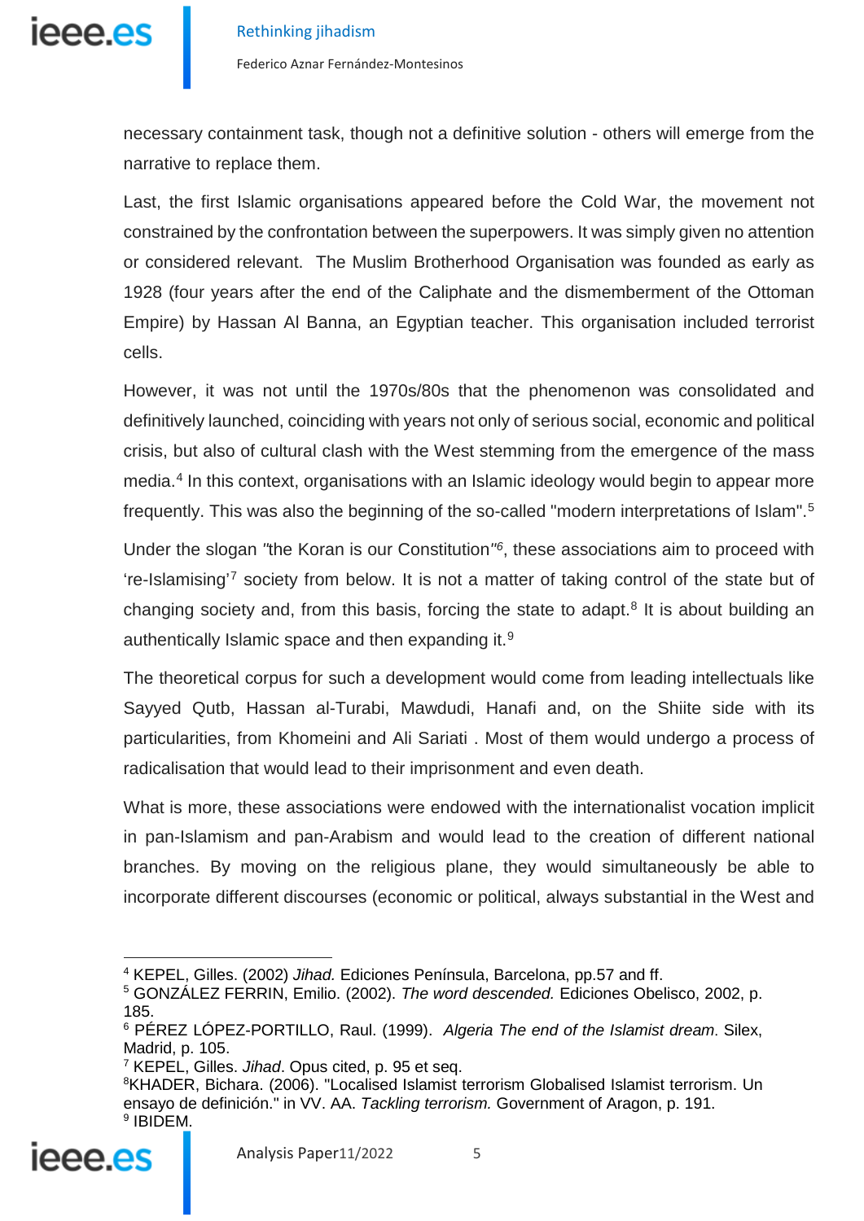necessary containment task, though not a definitive solution - others will emerge from the narrative to replace them.

Last, the first Islamic organisations appeared before the Cold War, the movement not constrained by the confrontation between the superpowers. It was simply given no attention or considered relevant. The Muslim Brotherhood Organisation was founded as early as 1928 (four years after the end of the Caliphate and the dismemberment of the Ottoman Empire) by Hassan Al Banna, an Egyptian teacher. This organisation included terrorist cells.

However, it was not until the 1970s/80s that the phenomenon was consolidated and definitively launched, coinciding with years not only of serious social, economic and political crisis, but also of cultural clash with the West stemming from the emergence of the mass media.[4] In this context, organisations with an Islamic ideology would begin to appear more frequently. This was also the beginning of the so-called "modern interpretations of Islam".[5]

Under the slogan *"*the Koran is our Constitution*"*[6], these associations aim to proceed with 're-Islamising'[7] society from below. It is not a matter of taking control of the state but of changing society and, from this basis, forcing the state to adapt.[8] It is about building an authentically Islamic space and then expanding it.[9]

The theoretical corpus for such a development would come from leading intellectuals like Sayyed Qutb, Hassan al-Turabi, Mawdudi, Hanafi and, on the Shiite side with its particularities, from Khomeini and Ali Sariati . Most of them would undergo a process of radicalisation that would lead to their imprisonment and even death.

What is more, these associations were endowed with the internationalist vocation implicit in pan-Islamism and pan-Arabism and would lead to the creation of different national branches. By moving on the religious plane, they would simultaneously be able to incorporate different discourses (economic or political, always substantial in the West and

---

[4] KEPEL, Gilles. (2002) *Jihad.* Ediciones Península, Barcelona, pp.57 and ff.

[5] GONZÁLEZ FERRIN, Emilio. (2002). *The word descended.* Ediciones Obelisco, 2002, p. 185.

[6] PÉREZ LÓPEZ-PORTILLO, Raul. (1999). *Algeria The end of the Islamist dream*. Silex, Madrid, p. 105.

[7] KEPEL, Gilles. *Jihad*. Opus cited, p. 95 et seq.

[8] KHADER, Bichara. (2006). "Localised Islamist terrorism Globalised Islamist terrorism. Un ensayo de definición." in VV. AA. *Tackling terrorism.* Government of Aragon, p. 191.

[9] IBIDEM.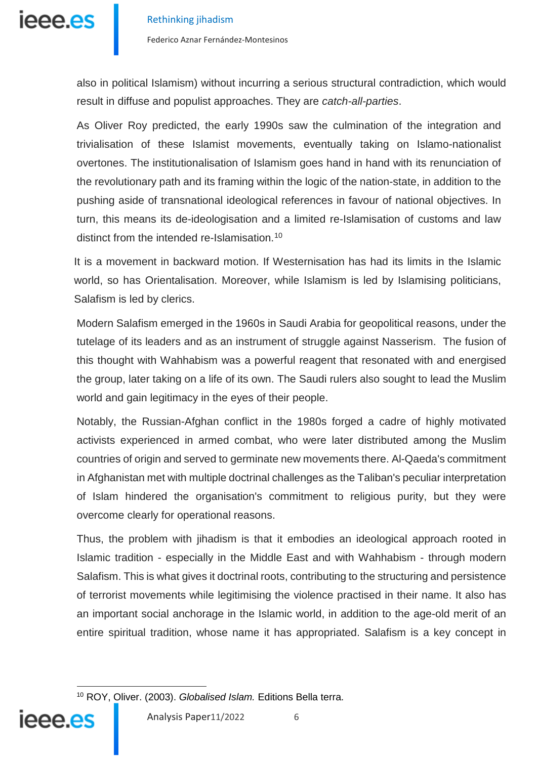also in political Islamism) without incurring a serious structural contradiction, which would result in diffuse and populist approaches. They are *catch-all-parties*.

As Oliver Roy predicted, the early 1990s saw the culmination of the integration and trivialisation of these Islamist movements, eventually taking on Islamo-nationalist overtones. The institutionalisation of Islamism goes hand in hand with its renunciation of the revolutionary path and its framing within the logic of the nation-state, in addition to the pushing aside of transnational ideological references in favour of national objectives. In turn, this means its de-ideologisation and a limited re-Islamisation of customs and law distinct from the intended re-Islamisation.[10]

It is a movement in backward motion. If Westernisation has had its limits in the Islamic world, so has Orientalisation. Moreover, while Islamism is led by Islamising politicians, Salafism is led by clerics.

Modern Salafism emerged in the 1960s in Saudi Arabia for geopolitical reasons, under the tutelage of its leaders and as an instrument of struggle against Nasserism. The fusion of this thought with Wahhabism was a powerful reagent that resonated with and energised the group, later taking on a life of its own. The Saudi rulers also sought to lead the Muslim world and gain legitimacy in the eyes of their people.

Notably, the Russian-Afghan conflict in the 1980s forged a cadre of highly motivated activists experienced in armed combat, who were later distributed among the Muslim countries of origin and served to germinate new movements there. Al-Qaeda's commitment in Afghanistan met with multiple doctrinal challenges as the Taliban's peculiar interpretation of Islam hindered the organisation's commitment to religious purity, but they were overcome clearly for operational reasons.

Thus, the problem with jihadism is that it embodies an ideological approach rooted in Islamic tradition - especially in the Middle East and with Wahhabism - through modern Salafism. This is what gives it doctrinal roots, contributing to the structuring and persistence of terrorist movements while legitimising the violence practised in their name. It also has an important social anchorage in the Islamic world, in addition to the age-old merit of an entire spiritual tradition, whose name it has appropriated. Salafism is a key concept in

---

[10] ROY, Oliver. (2003). *Globalised Islam.* Editions Bella terra.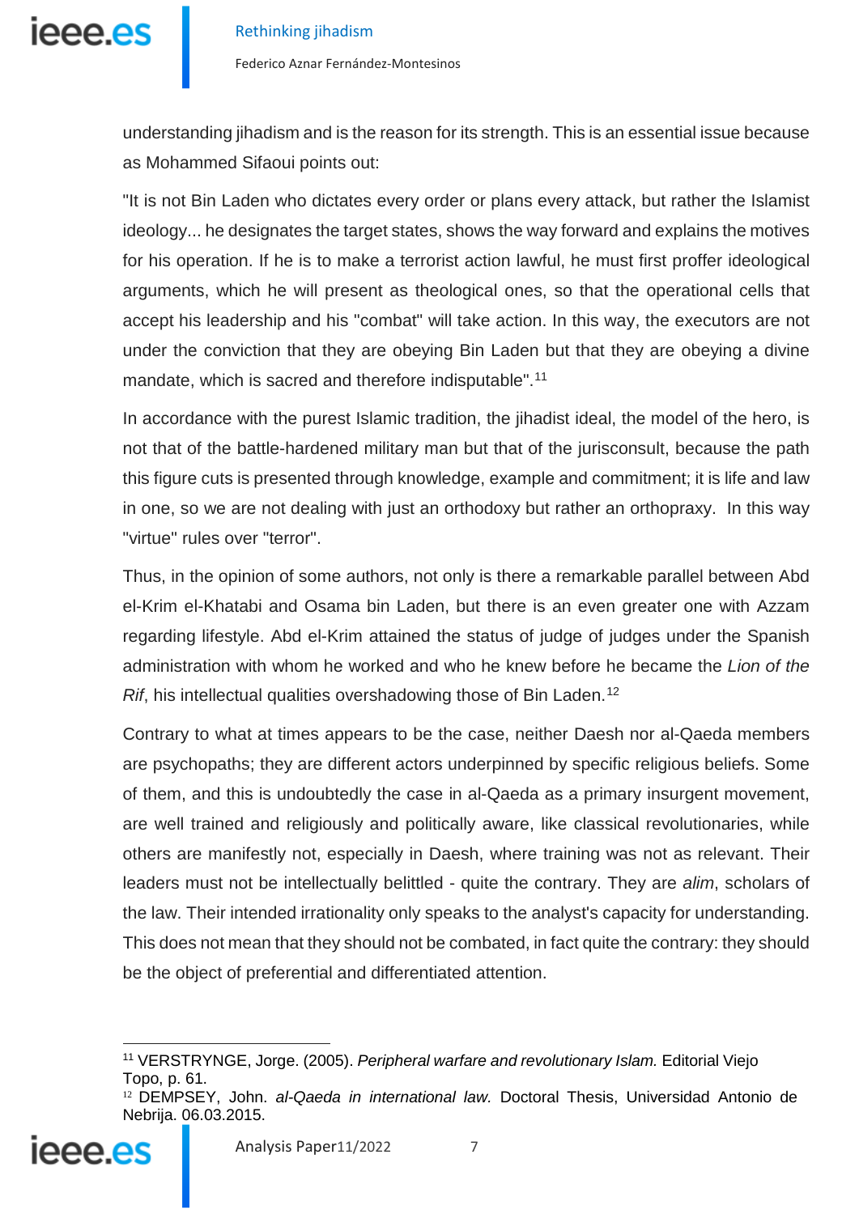understanding jihadism and is the reason for its strength. This is an essential issue because as Mohammed Sifaoui points out:

"It is not Bin Laden who dictates every order or plans every attack, but rather the Islamist ideology... he designates the target states, shows the way forward and explains the motives for his operation. If he is to make a terrorist action lawful, he must first proffer ideological arguments, which he will present as theological ones, so that the operational cells that accept his leadership and his "combat" will take action. In this way, the executors are not under the conviction that they are obeying Bin Laden but that they are obeying a divine mandate, which is sacred and therefore indisputable".[11]

In accordance with the purest Islamic tradition, the jihadist ideal, the model of the hero, is not that of the battle-hardened military man but that of the jurisconsult, because the path this figure cuts is presented through knowledge, example and commitment; it is life and law in one, so we are not dealing with just an orthodoxy but rather an orthopraxy. In this way "virtue" rules over "terror".

Thus, in the opinion of some authors, not only is there a remarkable parallel between Abd el-Krim el-Khatabi and Osama bin Laden, but there is an even greater one with Azzam regarding lifestyle. Abd el-Krim attained the status of judge of judges under the Spanish administration with whom he worked and who he knew before he became the *Lion of the Rif*, his intellectual qualities overshadowing those of Bin Laden.[12]

Contrary to what at times appears to be the case, neither Daesh nor al-Qaeda members are psychopaths; they are different actors underpinned by specific religious beliefs. Some of them, and this is undoubtedly the case in al-Qaeda as a primary insurgent movement, are well trained and religiously and politically aware, like classical revolutionaries, while others are manifestly not, especially in Daesh, where training was not as relevant. Their leaders must not be intellectually belittled - quite the contrary. They are *alim*, scholars of the law. Their intended irrationality only speaks to the analyst's capacity for understanding. This does not mean that they should not be combated, in fact quite the contrary: they should be the object of preferential and differentiated attention.

---

[11] VERSTRYNGE, Jorge. (2005). *Peripheral warfare and revolutionary Islam.* Editorial Viejo Topo, p. 61.

[12] DEMPSEY, John. *al-Qaeda in international law.* Doctoral Thesis, Universidad Antonio de Nebrija. 06.03.2015.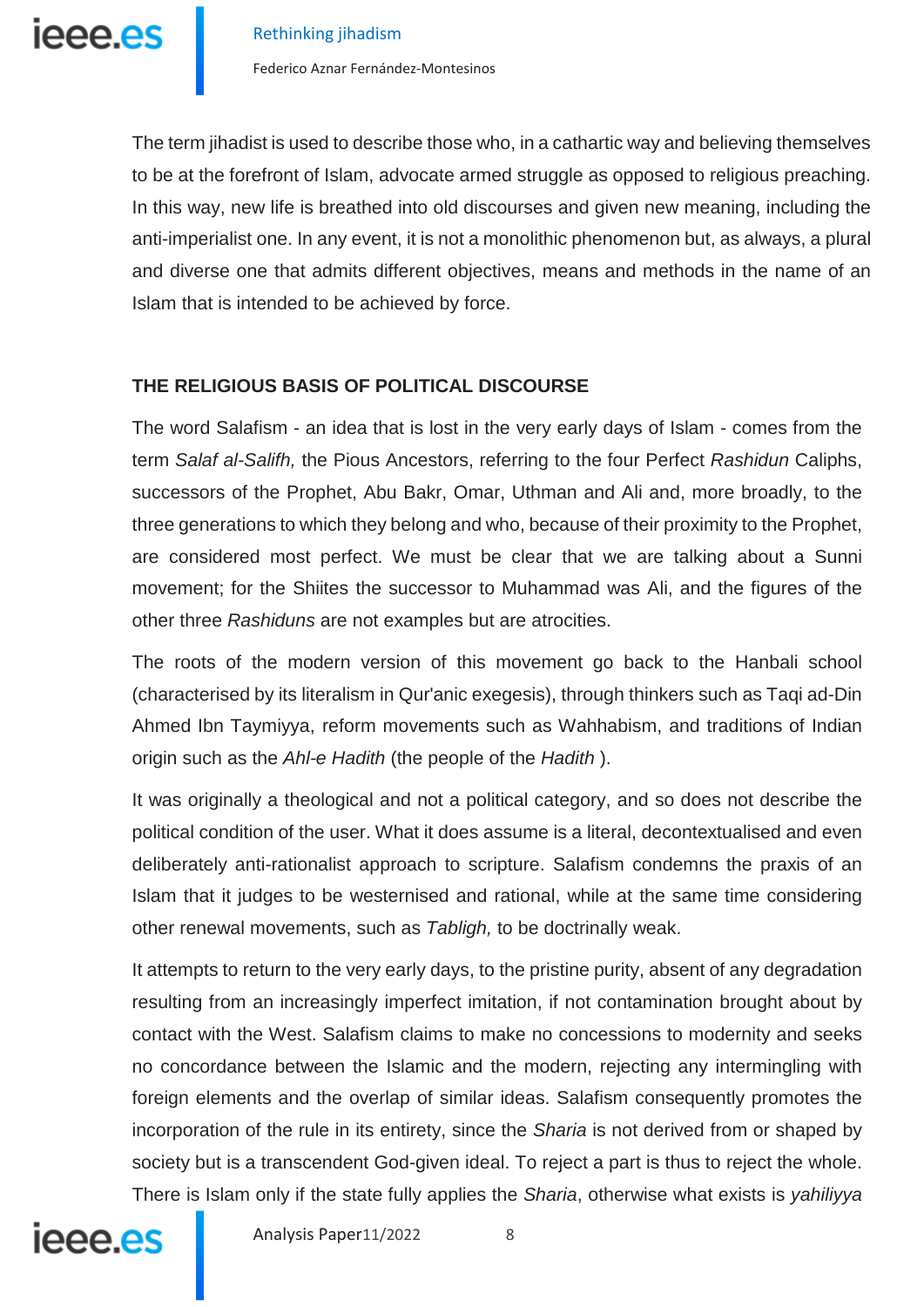The term jihadist is used to describe those who, in a cathartic way and believing themselves to be at the forefront of Islam, advocate armed struggle as opposed to religious preaching. In this way, new life is breathed into old discourses and given new meaning, including the anti-imperialist one. In any event, it is not a monolithic phenomenon but, as always, a plural and diverse one that admits different objectives, means and methods in the name of an Islam that is intended to be achieved by force.

## THE RELIGIOUS BASIS OF POLITICAL DISCOURSE

The word Salafism - an idea that is lost in the very early days of Islam - comes from the term *Salaf al-Salifh,* the Pious Ancestors, referring to the four Perfect *Rashidun* Caliphs, successors of the Prophet, Abu Bakr, Omar, Uthman and Ali and, more broadly, to the three generations to which they belong and who, because of their proximity to the Prophet, are considered most perfect. We must be clear that we are talking about a Sunni movement; for the Shiites the successor to Muhammad was Ali, and the figures of the other three *Rashiduns* are not examples but are atrocities.

The roots of the modern version of this movement go back to the Hanbali school (characterised by its literalism in Qur'anic exegesis), through thinkers such as Taqi ad-Din Ahmed Ibn Taymiyya, reform movements such as Wahhabism, and traditions of Indian origin such as the *Ahl-e Hadith* (the people of the *Hadith* ).

It was originally a theological and not a political category, and so does not describe the political condition of the user. What it does assume is a literal, decontextualised and even deliberately anti-rationalist approach to scripture. Salafism condemns the praxis of an Islam that it judges to be westernised and rational, while at the same time considering other renewal movements, such as *Tabligh,* to be doctrinally weak.

It attempts to return to the very early days, to the pristine purity, absent of any degradation resulting from an increasingly imperfect imitation, if not contamination brought about by contact with the West. Salafism claims to make no concessions to modernity and seeks no concordance between the Islamic and the modern, rejecting any intermingling with foreign elements and the overlap of similar ideas. Salafism consequently promotes the incorporation of the rule in its entirety, since the *Sharia* is not derived from or shaped by society but is a transcendent God-given ideal. To reject a part is thus to reject the whole. There is Islam only if the state fully applies the *Sharia*, otherwise what exists is *yahiliyya*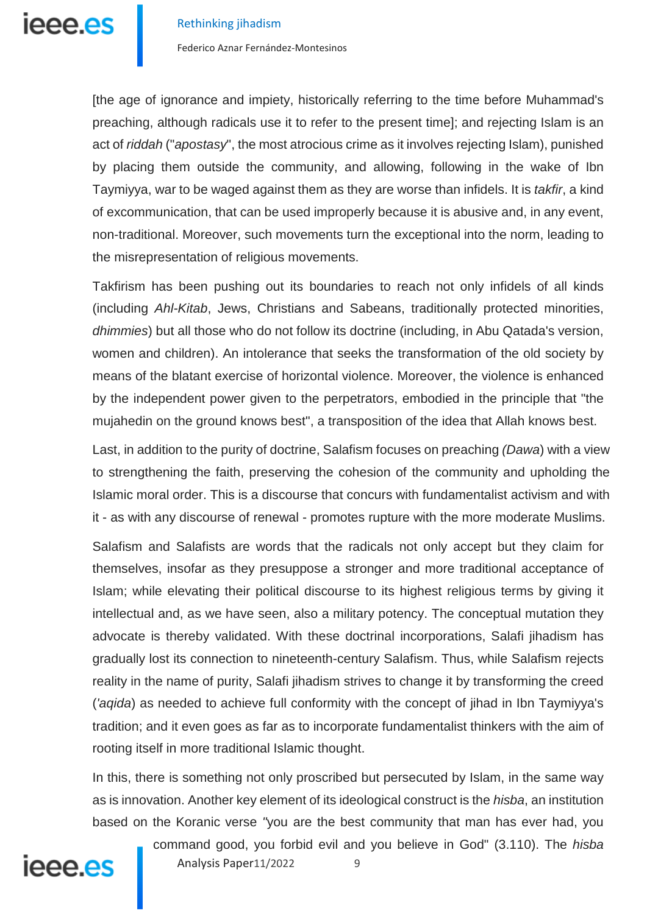[the age of ignorance and impiety, historically referring to the time before Muhammad's preaching, although radicals use it to refer to the present time]; and rejecting Islam is an act of *riddah* ("*apostasy*", the most atrocious crime as it involves rejecting Islam), punished by placing them outside the community, and allowing, following in the wake of Ibn Taymiyya, war to be waged against them as they are worse than infidels. It is *takfir*, a kind of excommunication, that can be used improperly because it is abusive and, in any event, non-traditional. Moreover, such movements turn the exceptional into the norm, leading to the misrepresentation of religious movements.

Takfirism has been pushing out its boundaries to reach not only infidels of all kinds (including *Ahl-Kitab*, Jews, Christians and Sabeans, traditionally protected minorities, *dhimmies*) but all those who do not follow its doctrine (including, in Abu Qatada's version, women and children). An intolerance that seeks the transformation of the old society by means of the blatant exercise of horizontal violence. Moreover, the violence is enhanced by the independent power given to the perpetrators, embodied in the principle that "the mujahedin on the ground knows best", a transposition of the idea that Allah knows best.

Last, in addition to the purity of doctrine, Salafism focuses on preaching *(Dawa)* with a view to strengthening the faith, preserving the cohesion of the community and upholding the Islamic moral order. This is a discourse that concurs with fundamentalist activism and with it - as with any discourse of renewal - promotes rupture with the more moderate Muslims.

Salafism and Salafists are words that the radicals not only accept but they claim for themselves, insofar as they presuppose a stronger and more traditional acceptance of Islam; while elevating their political discourse to its highest religious terms by giving it intellectual and, as we have seen, also a military potency. The conceptual mutation they advocate is thereby validated. With these doctrinal incorporations, Salafi jihadism has gradually lost its connection to nineteenth-century Salafism. Thus, while Salafism rejects reality in the name of purity, Salafi jihadism strives to change it by transforming the creed (*'aqida*) as needed to achieve full conformity with the concept of jihad in Ibn Taymiyya's tradition; and it even goes as far as to incorporate fundamentalist thinkers with the aim of rooting itself in more traditional Islamic thought.

In this, there is something not only proscribed but persecuted by Islam, in the same way as is innovation. Another key element of its ideological construct is the *hisba*, an institution based on the Koranic verse "you are the best community that man has ever had, you command good, you forbid evil and you believe in God" (3.110). The *hisba*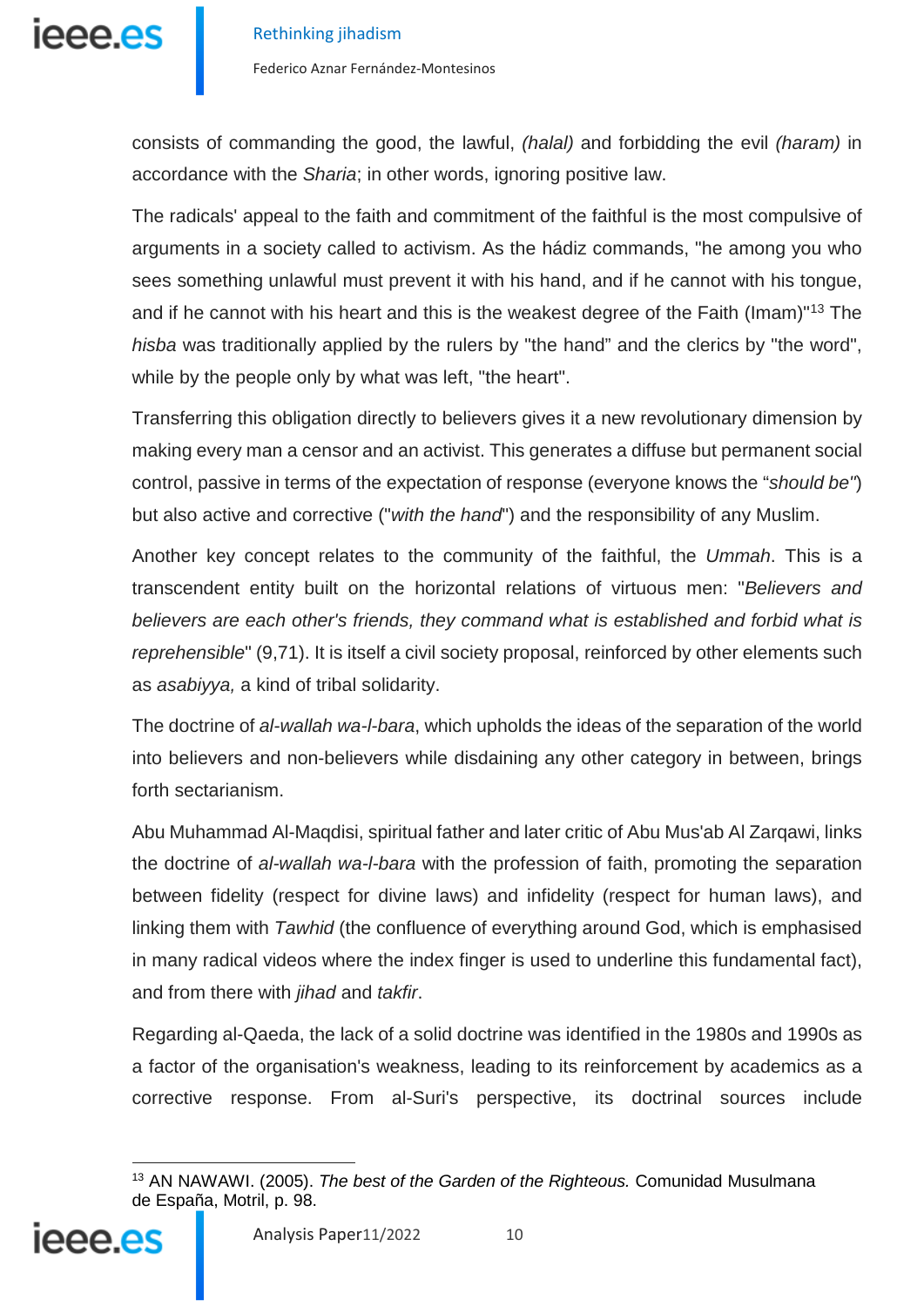consists of commanding the good, the lawful, *(halal)* and forbidding the evil *(haram)* in accordance with the *Sharia*; in other words, ignoring positive law.

The radicals' appeal to the faith and commitment of the faithful is the most compulsive of arguments in a society called to activism. As the hádiz commands, "he among you who sees something unlawful must prevent it with his hand, and if he cannot with his tongue, and if he cannot with his heart and this is the weakest degree of the Faith (Imam)"[13] The *hisba* was traditionally applied by the rulers by "the hand" and the clerics by "the word", while by the people only by what was left, "the heart".

Transferring this obligation directly to believers gives it a new revolutionary dimension by making every man a censor and an activist. This generates a diffuse but permanent social control, passive in terms of the expectation of response (everyone knows the "*should be"*) but also active and corrective ("*with the hand*") and the responsibility of any Muslim.

Another key concept relates to the community of the faithful, the *Ummah*. This is a transcendent entity built on the horizontal relations of virtuous men: "*Believers and believers are each other's friends, they command what is established and forbid what is reprehensible*" (9,71). It is itself a civil society proposal, reinforced by other elements such as *asabiyya,* a kind of tribal solidarity.

The doctrine of *al-wallah wa-l-bara*, which upholds the ideas of the separation of the world into believers and non-believers while disdaining any other category in between, brings forth sectarianism.

Abu Muhammad Al-Maqdisi, spiritual father and later critic of Abu Mus'ab Al Zarqawi, links the doctrine of *al-wallah wa-l-bara* with the profession of faith, promoting the separation between fidelity (respect for divine laws) and infidelity (respect for human laws), and linking them with *Tawhid* (the confluence of everything around God, which is emphasised in many radical videos where the index finger is used to underline this fundamental fact), and from there with *jihad* and *takfir*.

Regarding al-Qaeda, the lack of a solid doctrine was identified in the 1980s and 1990s as a factor of the organisation's weakness, leading to its reinforcement by academics as a corrective response. From al-Suri's perspective, its doctrinal sources include

---

[13] AN NAWAWI. (2005). *The best of the Garden of the Righteous.* Comunidad Musulmana de España, Motril, p. 98.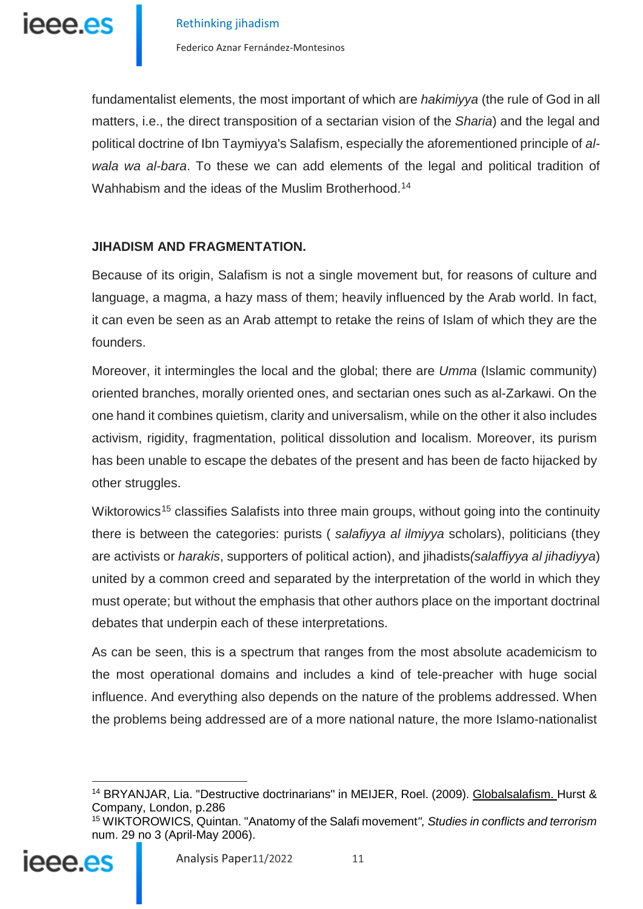fundamentalist elements, the most important of which are *hakimiyya* (the rule of God in all matters, i.e., the direct transposition of a sectarian vision of the *Sharia*) and the legal and political doctrine of Ibn Taymiyya's Salafism, especially the aforementioned principle of *al-wala wa al-bara*. To these we can add elements of the legal and political tradition of Wahhabism and the ideas of the Muslim Brotherhood.[14]

## JIHADISM AND FRAGMENTATION.

Because of its origin, Salafism is not a single movement but, for reasons of culture and language, a magma, a hazy mass of them; heavily influenced by the Arab world. In fact, it can even be seen as an Arab attempt to retake the reins of Islam of which they are the founders.

Moreover, it intermingles the local and the global; there are *Umma* (Islamic community) oriented branches, morally oriented ones, and sectarian ones such as al-Zarkawi. On the one hand it combines quietism, clarity and universalism, while on the other it also includes activism, rigidity, fragmentation, political dissolution and localism. Moreover, its purism has been unable to escape the debates of the present and has been de facto hijacked by other struggles.

Wiktorowics[15] classifies Salafists into three main groups, without going into the continuity there is between the categories: purists ( *salafiyya al ilmiyya* scholars), politicians (they are activists or *harakis*, supporters of political action), and jihadists*(salaffiyya al jihadiyya*) united by a common creed and separated by the interpretation of the world in which they must operate; but without the emphasis that other authors place on the important doctrinal debates that underpin each of these interpretations.

As can be seen, this is a spectrum that ranges from the most absolute academicism to the most operational domains and includes a kind of tele-preacher with huge social influence. And everything also depends on the nature of the problems addressed. When the problems being addressed are of a more national nature, the more Islamo-nationalist

---

[14] BRYANJAR, Lia. "Destructive doctrinarians" in MEIJER, Roel. (2009). Globalsalafism. Hurst & Company, London, p.286

[15] WIKTOROWICS, Quintan. "Anatomy of the Salafi movement*", Studies in conflicts and terrorism* num. 29 no 3 (April-May 2006).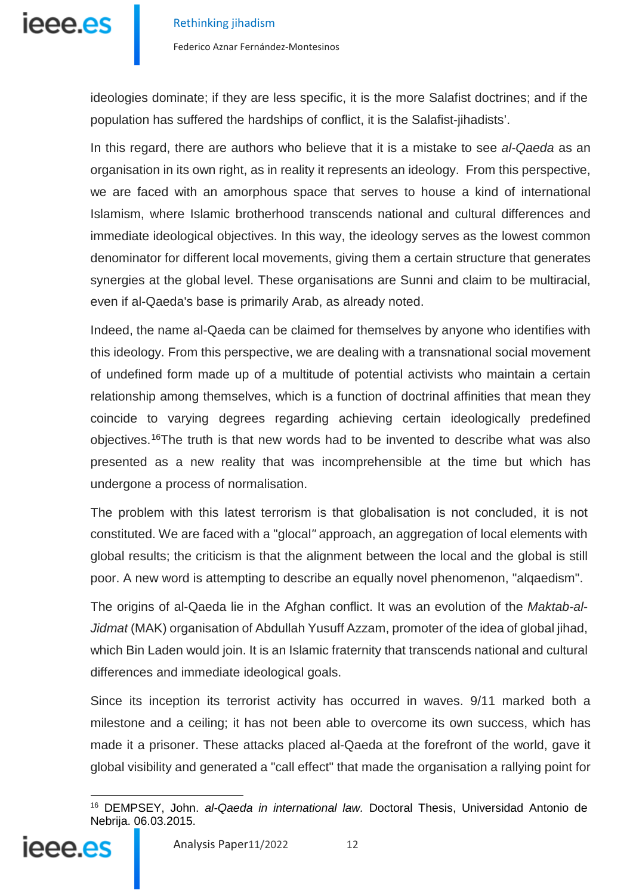ideologies dominate; if they are less specific, it is the more Salafist doctrines; and if the population has suffered the hardships of conflict, it is the Salafist-jihadists'.

In this regard, there are authors who believe that it is a mistake to see *al-Qaeda* as an organisation in its own right, as in reality it represents an ideology. From this perspective, we are faced with an amorphous space that serves to house a kind of international Islamism, where Islamic brotherhood transcends national and cultural differences and immediate ideological objectives. In this way, the ideology serves as the lowest common denominator for different local movements, giving them a certain structure that generates synergies at the global level. These organisations are Sunni and claim to be multiracial, even if al-Qaeda's base is primarily Arab, as already noted.

Indeed, the name al-Qaeda can be claimed for themselves by anyone who identifies with this ideology. From this perspective, we are dealing with a transnational social movement of undefined form made up of a multitude of potential activists who maintain a certain relationship among themselves, which is a function of doctrinal affinities that mean they coincide to varying degrees regarding achieving certain ideologically predefined objectives.[16] The truth is that new words had to be invented to describe what was also presented as a new reality that was incomprehensible at the time but which has undergone a process of normalisation.

The problem with this latest terrorism is that globalisation is not concluded, it is not constituted. We are faced with a "glocal" approach, an aggregation of local elements with global results; the criticism is that the alignment between the local and the global is still poor. A new word is attempting to describe an equally novel phenomenon, "alqaedism".

The origins of al-Qaeda lie in the Afghan conflict. It was an evolution of the *Maktab-al-Jidmat* (MAK) organisation of Abdullah Yusuff Azzam, promoter of the idea of global jihad, which Bin Laden would join. It is an Islamic fraternity that transcends national and cultural differences and immediate ideological goals.

Since its inception its terrorist activity has occurred in waves. 9/11 marked both a milestone and a ceiling; it has not been able to overcome its own success, which has made it a prisoner. These attacks placed al-Qaeda at the forefront of the world, gave it global visibility and generated a "call effect" that made the organisation a rallying point for

---

[16] DEMPSEY, John. *al-Qaeda in international law.* Doctoral Thesis, Universidad Antonio de Nebrija. 06.03.2015.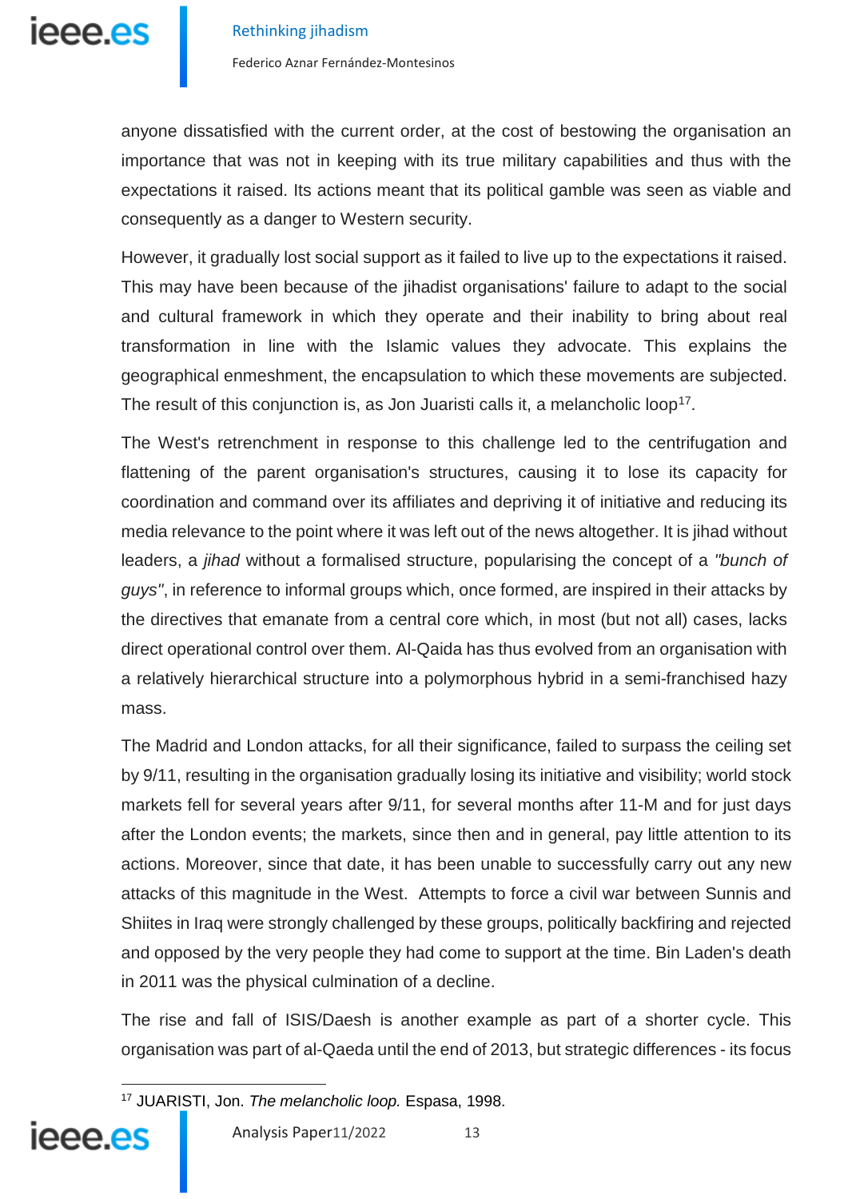anyone dissatisfied with the current order, at the cost of bestowing the organisation an importance that was not in keeping with its true military capabilities and thus with the expectations it raised. Its actions meant that its political gamble was seen as viable and consequently as a danger to Western security.

However, it gradually lost social support as it failed to live up to the expectations it raised. This may have been because of the jihadist organisations' failure to adapt to the social and cultural framework in which they operate and their inability to bring about real transformation in line with the Islamic values they advocate. This explains the geographical enmeshment, the encapsulation to which these movements are subjected. The result of this conjunction is, as Jon Juaristi calls it, a melancholic loop[17].

The West's retrenchment in response to this challenge led to the centrifugation and flattening of the parent organisation's structures, causing it to lose its capacity for coordination and command over its affiliates and depriving it of initiative and reducing its media relevance to the point where it was left out of the news altogether. It is jihad without leaders, a *jihad* without a formalised structure, popularising the concept of a *"bunch of guys"*, in reference to informal groups which, once formed, are inspired in their attacks by the directives that emanate from a central core which, in most (but not all) cases, lacks direct operational control over them. Al-Qaida has thus evolved from an organisation with a relatively hierarchical structure into a polymorphous hybrid in a semi-franchised hazy mass.

The Madrid and London attacks, for all their significance, failed to surpass the ceiling set by 9/11, resulting in the organisation gradually losing its initiative and visibility; world stock markets fell for several years after 9/11, for several months after 11-M and for just days after the London events; the markets, since then and in general, pay little attention to its actions. Moreover, since that date, it has been unable to successfully carry out any new attacks of this magnitude in the West. Attempts to force a civil war between Sunnis and Shiites in Iraq were strongly challenged by these groups, politically backfiring and rejected and opposed by the very people they had come to support at the time. Bin Laden's death in 2011 was the physical culmination of a decline.

The rise and fall of ISIS/Daesh is another example as part of a shorter cycle. This organisation was part of al-Qaeda until the end of 2013, but strategic differences - its focus

[17] JUARISTI, Jon. *The melancholic loop.* Espasa, 1998.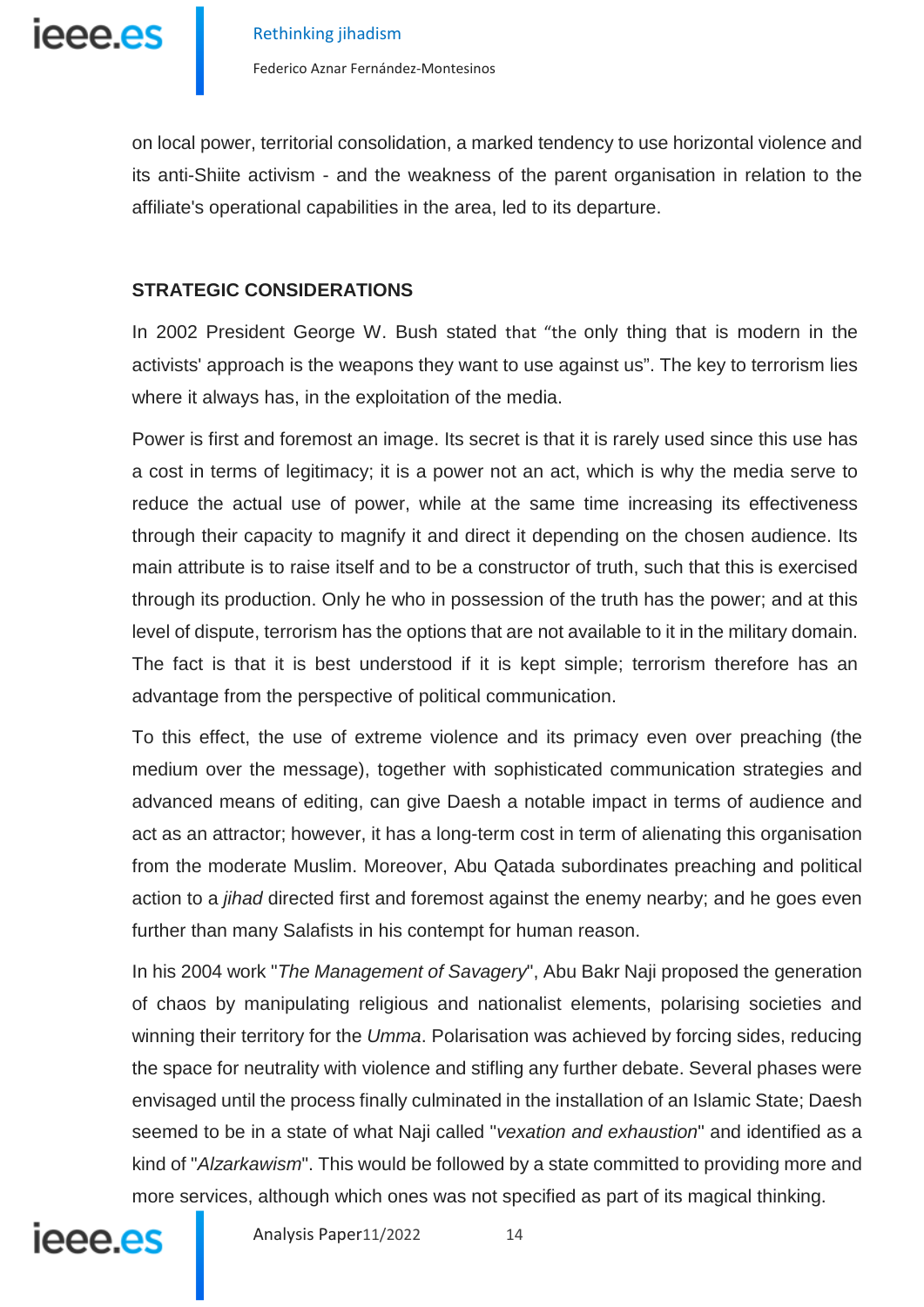on local power, territorial consolidation, a marked tendency to use horizontal violence and its anti-Shiite activism - and the weakness of the parent organisation in relation to the affiliate's operational capabilities in the area, led to its departure.

## STRATEGIC CONSIDERATIONS

In 2002 President George W. Bush stated that "the only thing that is modern in the activists' approach is the weapons they want to use against us". The key to terrorism lies where it always has, in the exploitation of the media.

Power is first and foremost an image. Its secret is that it is rarely used since this use has a cost in terms of legitimacy; it is a power not an act, which is why the media serve to reduce the actual use of power, while at the same time increasing its effectiveness through their capacity to magnify it and direct it depending on the chosen audience. Its main attribute is to raise itself and to be a constructor of truth, such that this is exercised through its production. Only he who in possession of the truth has the power; and at this level of dispute, terrorism has the options that are not available to it in the military domain. The fact is that it is best understood if it is kept simple; terrorism therefore has an advantage from the perspective of political communication.

To this effect, the use of extreme violence and its primacy even over preaching (the medium over the message), together with sophisticated communication strategies and advanced means of editing, can give Daesh a notable impact in terms of audience and act as an attractor; however, it has a long-term cost in term of alienating this organisation from the moderate Muslim. Moreover, Abu Qatada subordinates preaching and political action to a *jihad* directed first and foremost against the enemy nearby; and he goes even further than many Salafists in his contempt for human reason.

In his 2004 work "*The Management of Savagery*", Abu Bakr Naji proposed the generation of chaos by manipulating religious and nationalist elements, polarising societies and winning their territory for the *Umma*. Polarisation was achieved by forcing sides, reducing the space for neutrality with violence and stifling any further debate. Several phases were envisaged until the process finally culminated in the installation of an Islamic State; Daesh seemed to be in a state of what Naji called "*vexation and exhaustion*" and identified as a kind of "*Alzarkawism*". This would be followed by a state committed to providing more and more services, although which ones was not specified as part of its magical thinking.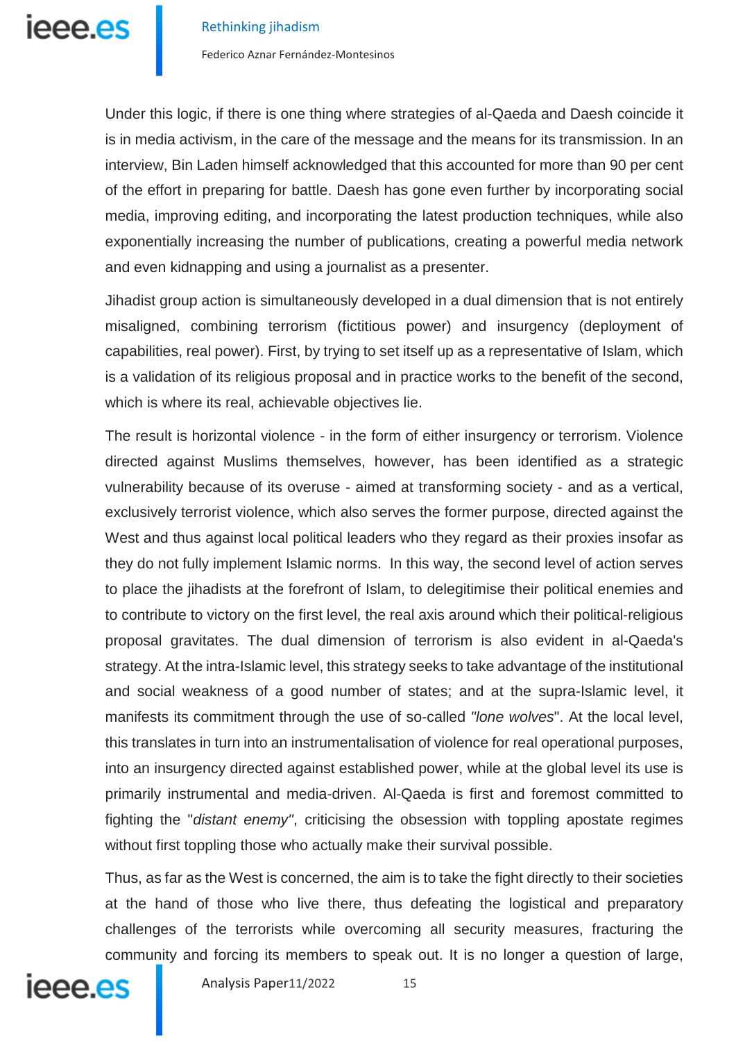Under this logic, if there is one thing where strategies of al-Qaeda and Daesh coincide it is in media activism, in the care of the message and the means for its transmission. In an interview, Bin Laden himself acknowledged that this accounted for more than 90 per cent of the effort in preparing for battle. Daesh has gone even further by incorporating social media, improving editing, and incorporating the latest production techniques, while also exponentially increasing the number of publications, creating a powerful media network and even kidnapping and using a journalist as a presenter.

Jihadist group action is simultaneously developed in a dual dimension that is not entirely misaligned, combining terrorism (fictitious power) and insurgency (deployment of capabilities, real power). First, by trying to set itself up as a representative of Islam, which is a validation of its religious proposal and in practice works to the benefit of the second, which is where its real, achievable objectives lie.

The result is horizontal violence - in the form of either insurgency or terrorism. Violence directed against Muslims themselves, however, has been identified as a strategic vulnerability because of its overuse - aimed at transforming society - and as a vertical, exclusively terrorist violence, which also serves the former purpose, directed against the West and thus against local political leaders who they regard as their proxies insofar as they do not fully implement Islamic norms. In this way, the second level of action serves to place the jihadists at the forefront of Islam, to delegitimise their political enemies and to contribute to victory on the first level, the real axis around which their political-religious proposal gravitates. The dual dimension of terrorism is also evident in al-Qaeda's strategy. At the intra-Islamic level, this strategy seeks to take advantage of the institutional and social weakness of a good number of states; and at the supra-Islamic level, it manifests its commitment through the use of so-called *"lone wolves*". At the local level, this translates in turn into an instrumentalisation of violence for real operational purposes, into an insurgency directed against established power, while at the global level its use is primarily instrumental and media-driven. Al-Qaeda is first and foremost committed to fighting the "*distant enemy"*, criticising the obsession with toppling apostate regimes without first toppling those who actually make their survival possible.

Thus, as far as the West is concerned, the aim is to take the fight directly to their societies at the hand of those who live there, thus defeating the logistical and preparatory challenges of the terrorists while overcoming all security measures, fracturing the community and forcing its members to speak out. It is no longer a question of large,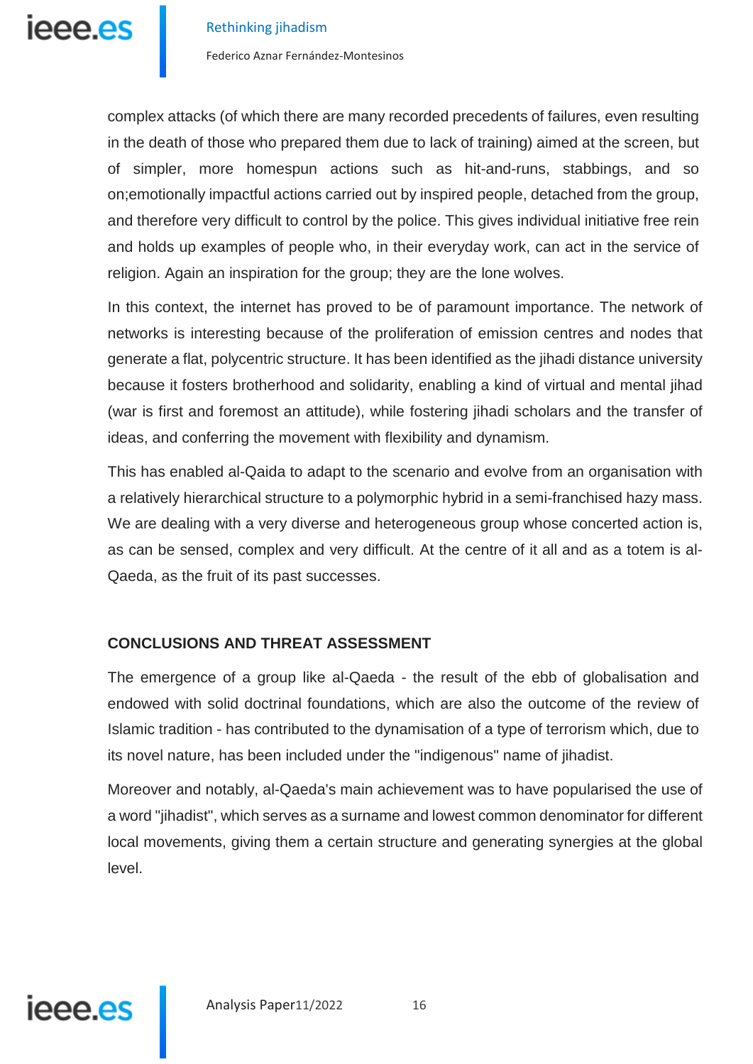complex attacks (of which there are many recorded precedents of failures, even resulting in the death of those who prepared them due to lack of training) aimed at the screen, but of simpler, more homespun actions such as hit-and-runs, stabbings, and so on;emotionally impactful actions carried out by inspired people, detached from the group, and therefore very difficult to control by the police. This gives individual initiative free rein and holds up examples of people who, in their everyday work, can act in the service of religion. Again an inspiration for the group; they are the lone wolves.

In this context, the internet has proved to be of paramount importance. The network of networks is interesting because of the proliferation of emission centres and nodes that generate a flat, polycentric structure. It has been identified as the jihadi distance university because it fosters brotherhood and solidarity, enabling a kind of virtual and mental jihad (war is first and foremost an attitude), while fostering jihadi scholars and the transfer of ideas, and conferring the movement with flexibility and dynamism.

This has enabled al-Qaida to adapt to the scenario and evolve from an organisation with a relatively hierarchical structure to a polymorphic hybrid in a semi-franchised hazy mass. We are dealing with a very diverse and heterogeneous group whose concerted action is, as can be sensed, complex and very difficult. At the centre of it all and as a totem is al-Qaeda, as the fruit of its past successes.

## CONCLUSIONS AND THREAT ASSESSMENT

The emergence of a group like al-Qaeda - the result of the ebb of globalisation and endowed with solid doctrinal foundations, which are also the outcome of the review of Islamic tradition - has contributed to the dynamisation of a type of terrorism which, due to its novel nature, has been included under the "indigenous" name of jihadist.

Moreover and notably, al-Qaeda's main achievement was to have popularised the use of a word "jihadist", which serves as a surname and lowest common denominator for different local movements, giving them a certain structure and generating synergies at the global level.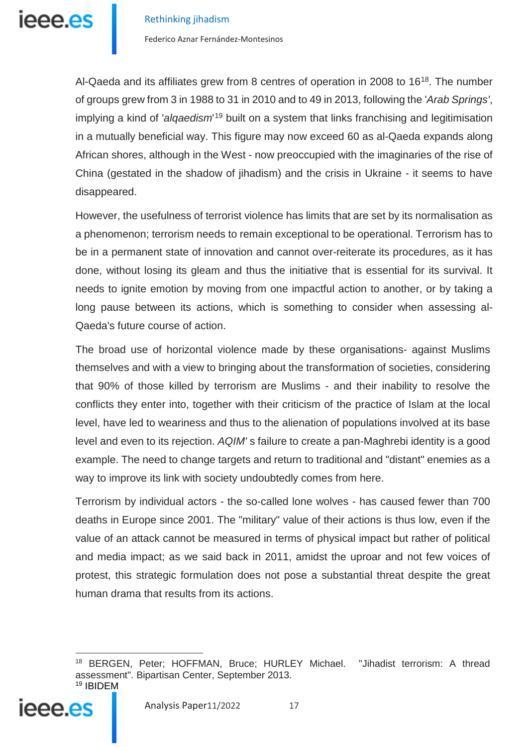Al-Qaeda and its affiliates grew from 8 centres of operation in 2008 to 16[18]. The number of groups grew from 3 in 1988 to 31 in 2010 and to 49 in 2013, following the '*Arab Springs*', implying a kind of '*alqaedism*'[19] built on a system that links franchising and legitimisation in a mutually beneficial way. This figure may now exceed 60 as al-Qaeda expands along African shores, although in the West - now preoccupied with the imaginaries of the rise of China (gestated in the shadow of jihadism) and the crisis in Ukraine - it seems to have disappeared.

However, the usefulness of terrorist violence has limits that are set by its normalisation as a phenomenon; terrorism needs to remain exceptional to be operational. Terrorism has to be in a permanent state of innovation and cannot over-reiterate its procedures, as it has done, without losing its gleam and thus the initiative that is essential for its survival. It needs to ignite emotion by moving from one impactful action to another, or by taking a long pause between its actions, which is something to consider when assessing al-Qaeda's future course of action.

The broad use of horizontal violence made by these organisations- against Muslims themselves and with a view to bringing about the transformation of societies, considering that 90% of those killed by terrorism are Muslims - and their inability to resolve the conflicts they enter into, together with their criticism of the practice of Islam at the local level, have led to weariness and thus to the alienation of populations involved at its base level and even to its rejection. *AQIM'* s failure to create a pan-Maghrebi identity is a good example. The need to change targets and return to traditional and "distant" enemies as a way to improve its link with society undoubtedly comes from here.

Terrorism by individual actors - the so-called lone wolves - has caused fewer than 700 deaths in Europe since 2001. The "military" value of their actions is thus low, even if the value of an attack cannot be measured in terms of physical impact but rather of political and media impact; as we said back in 2011, amidst the uproar and not few voices of protest, this strategic formulation does not pose a substantial threat despite the great human drama that results from its actions.

---

[18] BERGEN, Peter; HOFFMAN, Bruce; HURLEY Michael. "Jihadist terrorism: A thread assessment". Bipartisan Center, September 2013.

[19] IBIDEM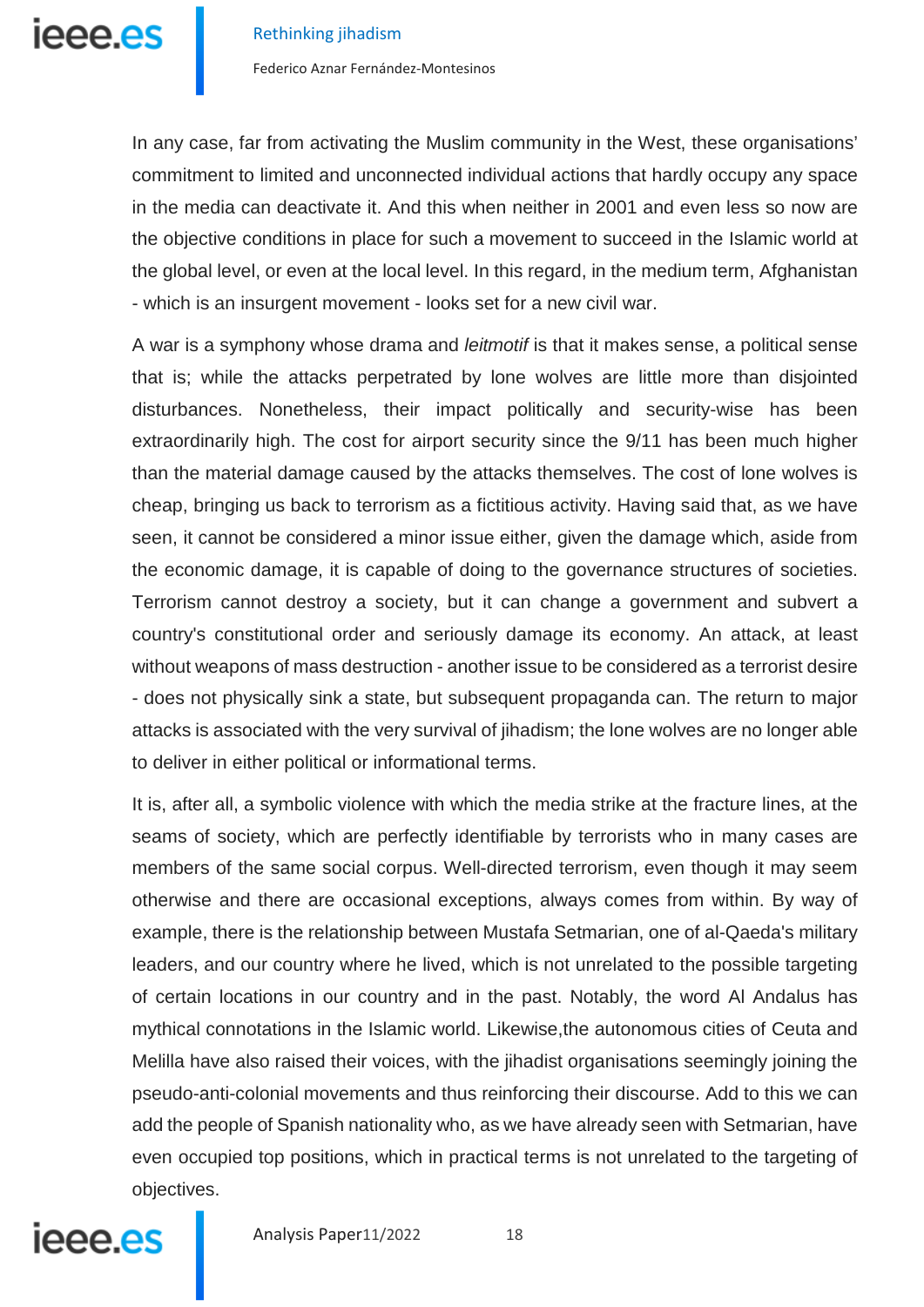In any case, far from activating the Muslim community in the West, these organisations' commitment to limited and unconnected individual actions that hardly occupy any space in the media can deactivate it. And this when neither in 2001 and even less so now are the objective conditions in place for such a movement to succeed in the Islamic world at the global level, or even at the local level. In this regard, in the medium term, Afghanistan - which is an insurgent movement - looks set for a new civil war.

A war is a symphony whose drama and *leitmotif* is that it makes sense, a political sense that is; while the attacks perpetrated by lone wolves are little more than disjointed disturbances. Nonetheless, their impact politically and security-wise has been extraordinarily high. The cost for airport security since the 9/11 has been much higher than the material damage caused by the attacks themselves. The cost of lone wolves is cheap, bringing us back to terrorism as a fictitious activity. Having said that, as we have seen, it cannot be considered a minor issue either, given the damage which, aside from the economic damage, it is capable of doing to the governance structures of societies. Terrorism cannot destroy a society, but it can change a government and subvert a country's constitutional order and seriously damage its economy. An attack, at least without weapons of mass destruction - another issue to be considered as a terrorist desire - does not physically sink a state, but subsequent propaganda can. The return to major attacks is associated with the very survival of jihadism; the lone wolves are no longer able to deliver in either political or informational terms.

It is, after all, a symbolic violence with which the media strike at the fracture lines, at the seams of society, which are perfectly identifiable by terrorists who in many cases are members of the same social corpus. Well-directed terrorism, even though it may seem otherwise and there are occasional exceptions, always comes from within. By way of example, there is the relationship between Mustafa Setmarian, one of al-Qaeda's military leaders, and our country where he lived, which is not unrelated to the possible targeting of certain locations in our country and in the past. Notably, the word Al Andalus has mythical connotations in the Islamic world. Likewise,the autonomous cities of Ceuta and Melilla have also raised their voices, with the jihadist organisations seemingly joining the pseudo-anti-colonial movements and thus reinforcing their discourse. Add to this we can add the people of Spanish nationality who, as we have already seen with Setmarian, have even occupied top positions, which in practical terms is not unrelated to the targeting of objectives.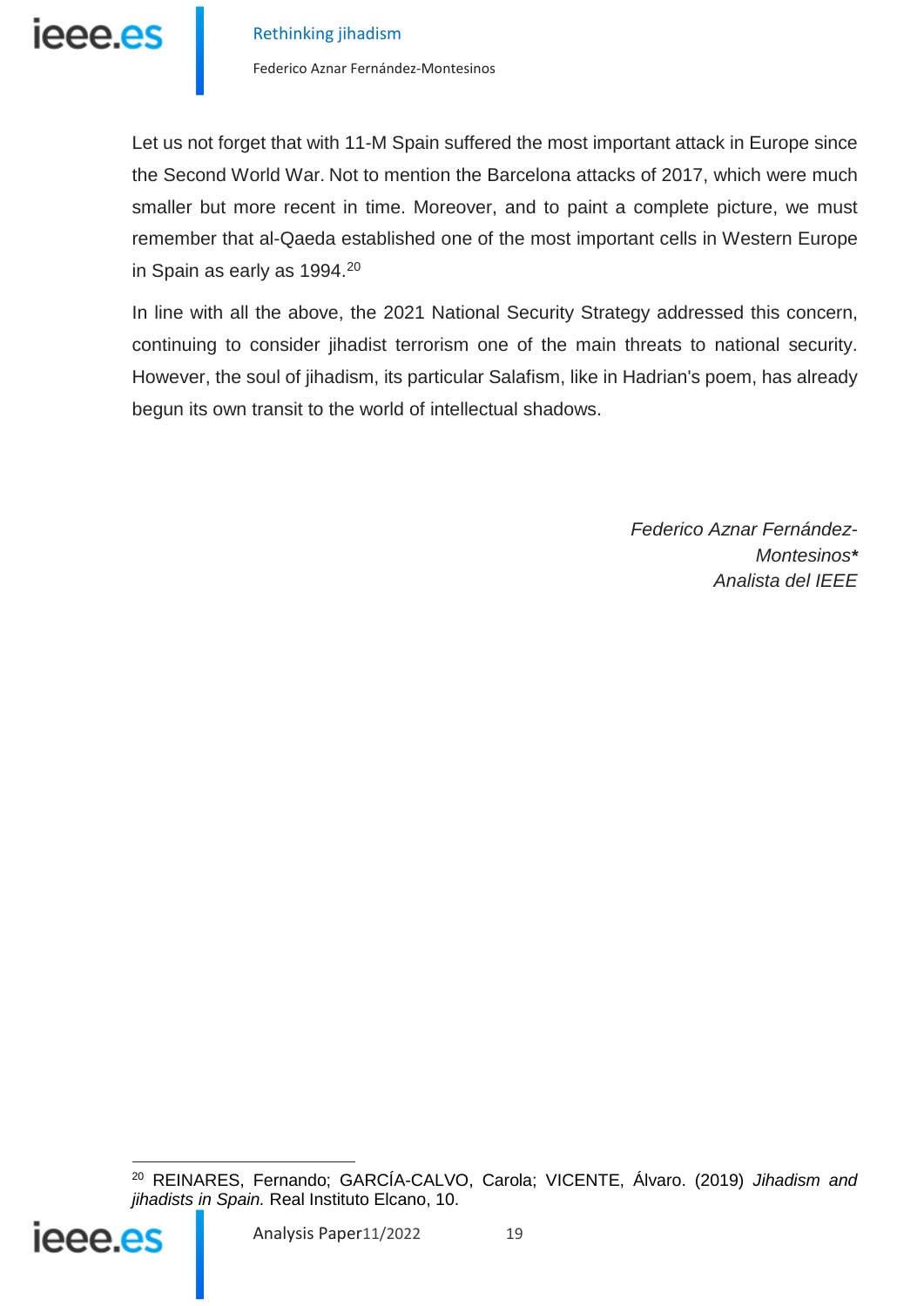Let us not forget that with 11-M Spain suffered the most important attack in Europe since the Second World War. Not to mention the Barcelona attacks of 2017, which were much smaller but more recent in time. Moreover, and to paint a complete picture, we must remember that al-Qaeda established one of the most important cells in Western Europe in Spain as early as 1994.[20]

In line with all the above, the 2021 National Security Strategy addressed this concern, continuing to consider jihadist terrorism one of the main threats to national security. However, the soul of jihadism, its particular Salafism, like in Hadrian's poem, has already begun its own transit to the world of intellectual shadows.

*Federico Aznar Fernández-Montesinos*****
*Analista del IEEE*

---

[20] REINARES, Fernando; GARCÍA-CALVO, Carola; VICENTE, Álvaro. (2019) *Jihadism and jihadists in Spain.* Real Instituto Elcano, 10.